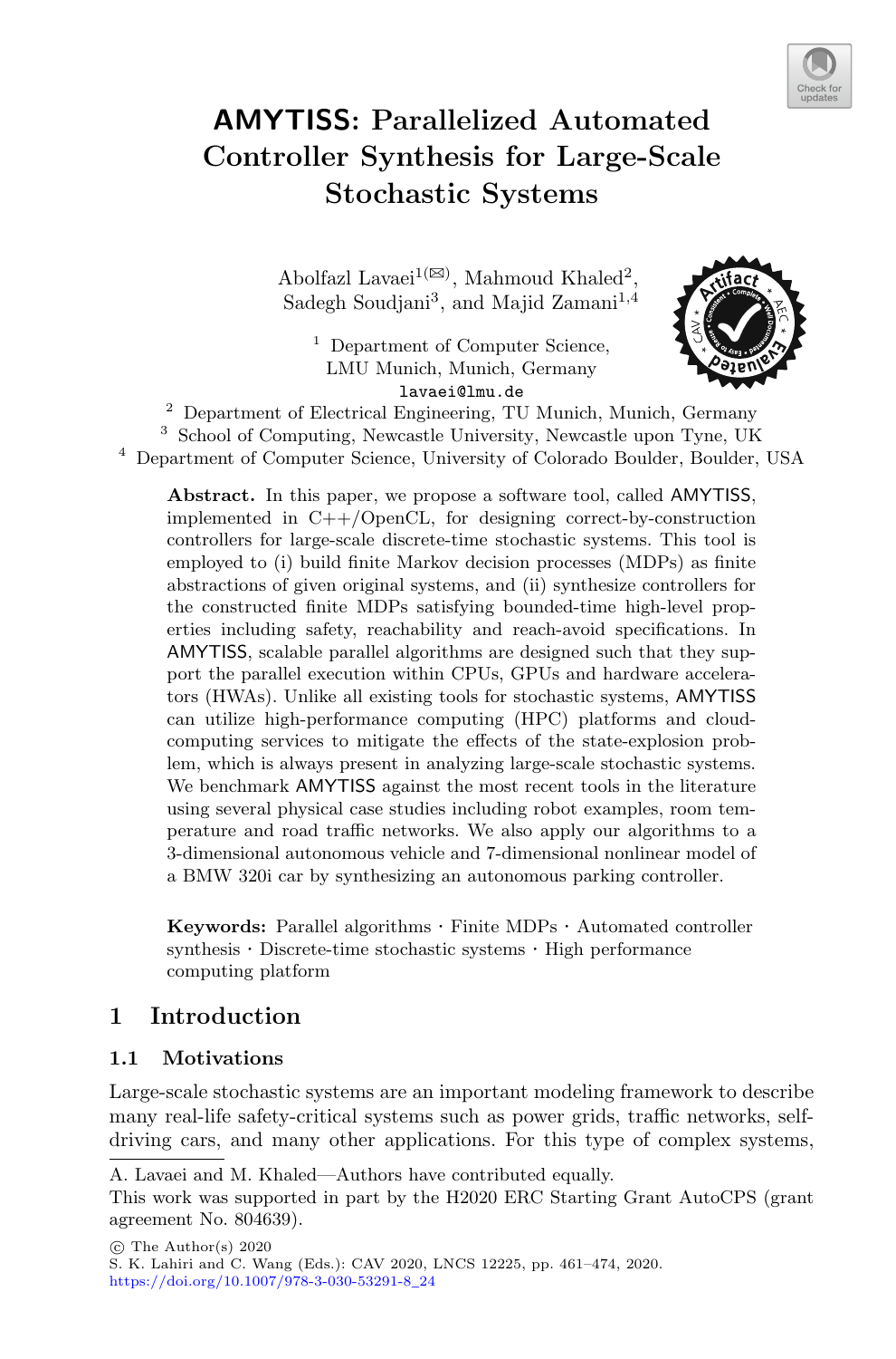# AMYTISS: Parallelized Automated Controller Synthesis for Large-Scale Stochastic Systems

Abolfazl Lavaei[1(✉)], Mahmoud Khaled[2], Sadegh Soudjani[3], and Majid Zamani[1,4]

[1] Department of Computer Science, LMU Munich, Munich, Germany
lavaei@lmu.de

[2] Department of Electrical Engineering, TU Munich, Munich, Germany

[3] School of Computing, Newcastle University, Newcastle upon Tyne, UK

[4] Department of Computer Science, University of Colorado Boulder, Boulder, USA

**Abstract.** In this paper, we propose a software tool, called AMYTISS, implemented in C++/OpenCL, for designing correct-by-construction controllers for large-scale discrete-time stochastic systems. This tool is employed to (i) build finite Markov decision processes (MDPs) as finite abstractions of given original systems, and (ii) synthesize controllers for the constructed finite MDPs satisfying bounded-time high-level properties including safety, reachability and reach-avoid specifications. In AMYTISS, scalable parallel algorithms are designed such that they support the parallel execution within CPUs, GPUs and hardware accelerators (HWAs). Unlike all existing tools for stochastic systems, AMYTISS can utilize high-performance computing (HPC) platforms and cloud-computing services to mitigate the effects of the state-explosion problem, which is always present in analyzing large-scale stochastic systems. We benchmark AMYTISS against the most recent tools in the literature using several physical case studies including robot examples, room temperature and road traffic networks. We also apply our algorithms to a 3-dimensional autonomous vehicle and 7-dimensional nonlinear model of a BMW 320i car by synthesizing an autonomous parking controller.

**Keywords:** Parallel algorithms · Finite MDPs · Automated controller synthesis · Discrete-time stochastic systems · High performance computing platform

## 1 Introduction

### 1.1 Motivations

Large-scale stochastic systems are an important modeling framework to describe many real-life safety-critical systems such as power grids, traffic networks, self-driving cars, and many other applications. For this type of complex systems,

A. Lavaei and M. Khaled—Authors have contributed equally.

This work was supported in part by the H2020 ERC Starting Grant AutoCPS (grant agreement No. 804639).

© The Author(s) 2020
S. K. Lahiri and C. Wang (Eds.): CAV 2020, LNCS 12225, pp. 461–474, 2020.
https://doi.org/10.1007/978-3-030-53291-8_24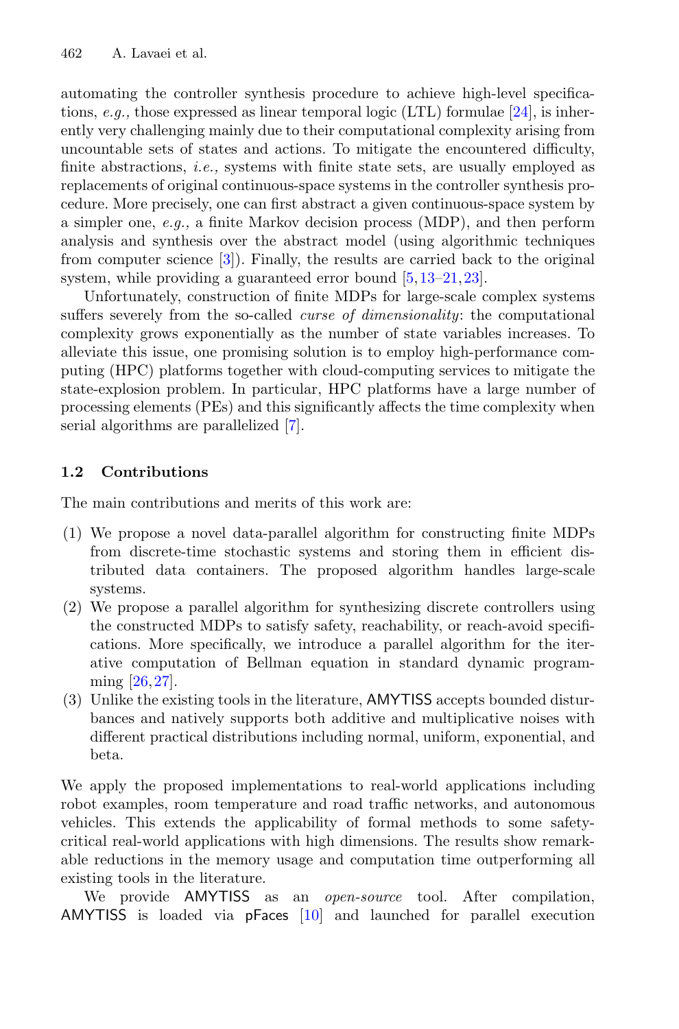automating the controller synthesis procedure to achieve high-level specifications, *e.g.,* those expressed as linear temporal logic (LTL) formulae [24], is inherently very challenging mainly due to their computational complexity arising from uncountable sets of states and actions. To mitigate the encountered difficulty, finite abstractions, *i.e.,* systems with finite state sets, are usually employed as replacements of original continuous-space systems in the controller synthesis procedure. More precisely, one can first abstract a given continuous-space system by a simpler one, *e.g.,* a finite Markov decision process (MDP), and then perform analysis and synthesis over the abstract model (using algorithmic techniques from computer science [3]). Finally, the results are carried back to the original system, while providing a guaranteed error bound [5,13–21,23].

Unfortunately, construction of finite MDPs for large-scale complex systems suffers severely from the so-called *curse of dimensionality*: the computational complexity grows exponentially as the number of state variables increases. To alleviate this issue, one promising solution is to employ high-performance computing (HPC) platforms together with cloud-computing services to mitigate the state-explosion problem. In particular, HPC platforms have a large number of processing elements (PEs) and this significantly affects the time complexity when serial algorithms are parallelized [7].

### 1.2 Contributions

The main contributions and merits of this work are:

(1) We propose a novel data-parallel algorithm for constructing finite MDPs from discrete-time stochastic systems and storing them in efficient distributed data containers. The proposed algorithm handles large-scale systems.
(2) We propose a parallel algorithm for synthesizing discrete controllers using the constructed MDPs to satisfy safety, reachability, or reach-avoid specifications. More specifically, we introduce a parallel algorithm for the iterative computation of Bellman equation in standard dynamic programming [26,27].
(3) Unlike the existing tools in the literature, AMYTISS accepts bounded disturbances and natively supports both additive and multiplicative noises with different practical distributions including normal, uniform, exponential, and beta.

We apply the proposed implementations to real-world applications including robot examples, room temperature and road traffic networks, and autonomous vehicles. This extends the applicability of formal methods to some safety-critical real-world applications with high dimensions. The results show remarkable reductions in the memory usage and computation time outperforming all existing tools in the literature.

We provide AMYTISS as an *open-source* tool. After compilation, AMYTISS is loaded via pFaces [10] and launched for parallel execution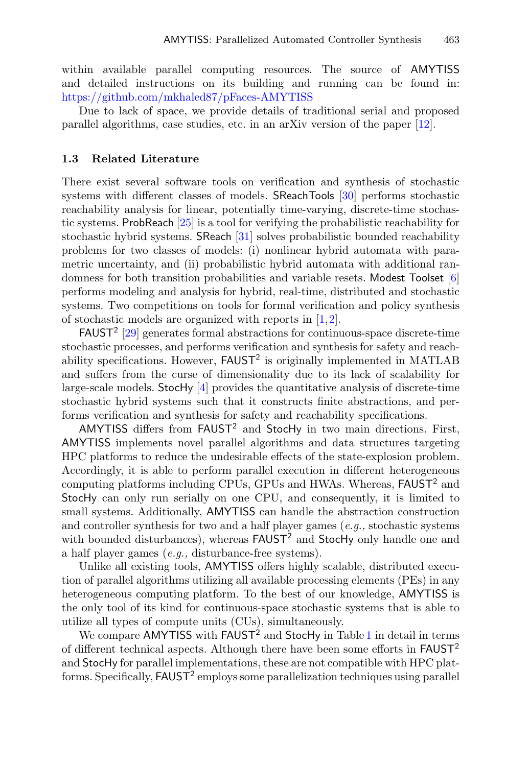within available parallel computing resources. The source of AMYTISS and detailed instructions on its building and running can be found in: https://github.com/mkhaled87/pFaces-AMYTISS

Due to lack of space, we provide details of traditional serial and proposed parallel algorithms, case studies, etc. in an arXiv version of the paper [12].

### 1.3 Related Literature

There exist several software tools on verification and synthesis of stochastic systems with different classes of models. SReachTools [30] performs stochastic reachability analysis for linear, potentially time-varying, discrete-time stochastic systems. ProbReach [25] is a tool for verifying the probabilistic reachability for stochastic hybrid systems. SReach [31] solves probabilistic bounded reachability problems for two classes of models: (i) nonlinear hybrid automata with parametric uncertainty, and (ii) probabilistic hybrid automata with additional randomness for both transition probabilities and variable resets. Modest Toolset [6] performs modeling and analysis for hybrid, real-time, distributed and stochastic systems. Two competitions on tools for formal verification and policy synthesis of stochastic models are organized with reports in [1,2].

FAUST$^2$ [29] generates formal abstractions for continuous-space discrete-time stochastic processes, and performs verification and synthesis for safety and reachability specifications. However, FAUST$^2$ is originally implemented in MATLAB and suffers from the curse of dimensionality due to its lack of scalability for large-scale models. StocHy [4] provides the quantitative analysis of discrete-time stochastic hybrid systems such that it constructs finite abstractions, and performs verification and synthesis for safety and reachability specifications.

AMYTISS differs from FAUST$^2$ and StocHy in two main directions. First, AMYTISS implements novel parallel algorithms and data structures targeting HPC platforms to reduce the undesirable effects of the state-explosion problem. Accordingly, it is able to perform parallel execution in different heterogeneous computing platforms including CPUs, GPUs and HWAs. Whereas, FAUST$^2$ and StocHy can only run serially on one CPU, and consequently, it is limited to small systems. Additionally, AMYTISS can handle the abstraction construction and controller synthesis for two and a half player games (*e.g.,* stochastic systems with bounded disturbances), whereas FAUST$^2$ and StocHy only handle one and a half player games (*e.g.,* disturbance-free systems).

Unlike all existing tools, AMYTISS offers highly scalable, distributed execution of parallel algorithms utilizing all available processing elements (PEs) in any heterogeneous computing platform. To the best of our knowledge, AMYTISS is the only tool of its kind for continuous-space stochastic systems that is able to utilize all types of compute units (CUs), simultaneously.

We compare AMYTISS with FAUST$^2$ and StocHy in Table 1 in detail in terms of different technical aspects. Although there have been some efforts in FAUST$^2$ and StocHy for parallel implementations, these are not compatible with HPC platforms. Specifically, FAUST$^2$ employs some parallelization techniques using parallel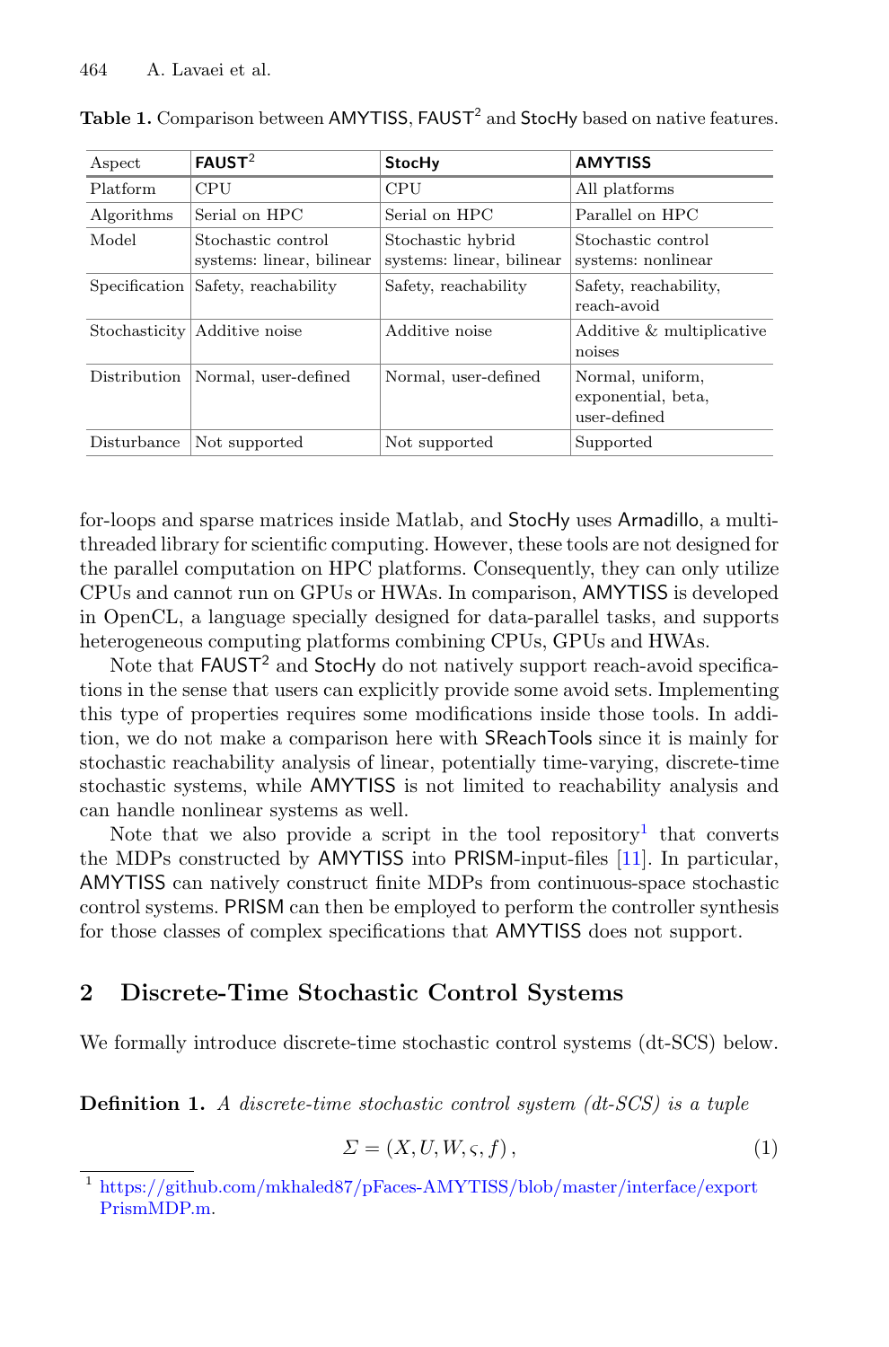**Table 1.** Comparison between AMYTISS, FAUST$^2$ and StocHy based on native features.

| Aspect | FAUST$^2$ | StocHy | AMYTISS |
|---|---|---|---|
| Platform | CPU | CPU | All platforms |
| Algorithms | Serial on HPC | Serial on HPC | Parallel on HPC |
| Model | Stochastic control systems: linear, bilinear | Stochastic hybrid systems: linear, bilinear | Stochastic control systems: nonlinear |
| Specification | Safety, reachability | Safety, reachability | Safety, reachability, reach-avoid |
| Stochasticity | Additive noise | Additive noise | Additive & multiplicative noises |
| Distribution | Normal, user-defined | Normal, user-defined | Normal, uniform, exponential, beta, user-defined |
| Disturbance | Not supported | Not supported | Supported |

for-loops and sparse matrices inside Matlab, and StocHy uses Armadillo, a multi-threaded library for scientific computing. However, these tools are not designed for the parallel computation on HPC platforms. Consequently, they can only utilize CPUs and cannot run on GPUs or HWAs. In comparison, AMYTISS is developed in OpenCL, a language specially designed for data-parallel tasks, and supports heterogeneous computing platforms combining CPUs, GPUs and HWAs.

Note that FAUST$^2$ and StocHy do not natively support reach-avoid specifications in the sense that users can explicitly provide some avoid sets. Implementing this type of properties requires some modifications inside those tools. In addition, we do not make a comparison here with SReachTools since it is mainly for stochastic reachability analysis of linear, potentially time-varying, discrete-time stochastic systems, while AMYTISS is not limited to reachability analysis and can handle nonlinear systems as well.

Note that we also provide a script in the tool repository[1] that converts the MDPs constructed by AMYTISS into PRISM-input-files [11]. In particular, AMYTISS can natively construct finite MDPs from continuous-space stochastic control systems. PRISM can then be employed to perform the controller synthesis for those classes of complex specifications that AMYTISS does not support.

## 2 Discrete-Time Stochastic Control Systems

We formally introduce discrete-time stochastic control systems (dt-SCS) below.

**Definition 1.** *A discrete-time stochastic control system (dt-SCS) is a tuple*

$$\Sigma = (X, U, W, \varsigma, f), \tag{1}$$

[1] https://github.com/mkhaled87/pFaces-AMYTISS/blob/master/interface/exportPrismMDP.m.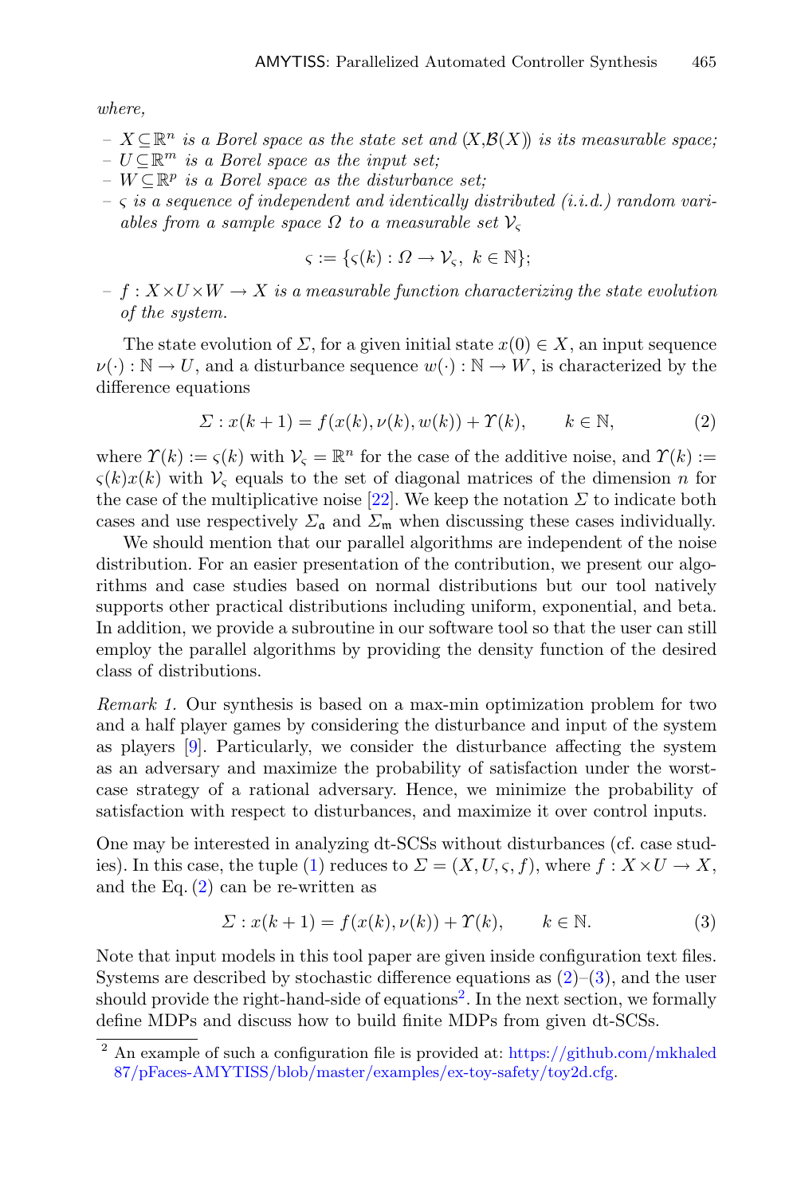*where,*

- $X \subseteq \mathbb{R}^n$ *is a Borel space as the state set and* $(X, \mathcal{B}(X))$ *is its measurable space;*
- $U \subseteq \mathbb{R}^m$ *is a Borel space as the input set;*
- $W \subseteq \mathbb{R}^p$ *is a Borel space as the disturbance set;*
- $\varsigma$ *is a sequence of independent and identically distributed (i.i.d.) random variables from a sample space* $\Omega$ *to a measurable set* $\mathcal{V}_\varsigma$

$$\varsigma := \{\varsigma(k) : \Omega \rightarrow \mathcal{V}_\varsigma,\ k \in \mathbb{N}\};$$

- $f : X \times U \times W \rightarrow X$ *is a measurable function characterizing the state evolution of the system.*

The state evolution of $\Sigma$, for a given initial state $x(0) \in X$, an input sequence $\nu(\cdot) : \mathbb{N} \rightarrow U$, and a disturbance sequence $w(\cdot) : \mathbb{N} \rightarrow W$, is characterized by the difference equations

$$\Sigma : x(k+1) = f(x(k), \nu(k), w(k)) + \Upsilon(k), \qquad k \in \mathbb{N}, \tag{2}$$

where $\Upsilon(k) := \varsigma(k)$ with $\mathcal{V}_\varsigma = \mathbb{R}^n$ for the case of the additive noise, and $\Upsilon(k) := \varsigma(k)x(k)$ with $\mathcal{V}_\varsigma$ equals to the set of diagonal matrices of the dimension $n$ for the case of the multiplicative noise [22]. We keep the notation $\Sigma$ to indicate both cases and use respectively $\Sigma_\mathfrak{a}$ and $\Sigma_\mathfrak{m}$ when discussing these cases individually.

We should mention that our parallel algorithms are independent of the noise distribution. For an easier presentation of the contribution, we present our algorithms and case studies based on normal distributions but our tool natively supports other practical distributions including uniform, exponential, and beta. In addition, we provide a subroutine in our software tool so that the user can still employ the parallel algorithms by providing the density function of the desired class of distributions.

*Remark 1.* Our synthesis is based on a max-min optimization problem for two and a half player games by considering the disturbance and input of the system as players [9]. Particularly, we consider the disturbance affecting the system as an adversary and maximize the probability of satisfaction under the worst-case strategy of a rational adversary. Hence, we minimize the probability of satisfaction with respect to disturbances, and maximize it over control inputs.

One may be interested in analyzing dt-SCSs without disturbances (cf. case studies). In this case, the tuple (1) reduces to $\Sigma = (X, U, \varsigma, f)$, where $f : X \times U \rightarrow X$, and the Eq. (2) can be re-written as

$$\Sigma : x(k+1) = f(x(k), \nu(k)) + \Upsilon(k), \qquad k \in \mathbb{N}. \tag{3}$$

Note that input models in this tool paper are given inside configuration text files. Systems are described by stochastic difference equations as (2)–(3), and the user should provide the right-hand-side of equations[2]. In the next section, we formally define MDPs and discuss how to build finite MDPs from given dt-SCSs.

[2] An example of such a configuration file is provided at: https://github.com/mkhaled87/pFaces-AMYTISS/blob/master/examples/ex-toy-safety/toy2d.cfg.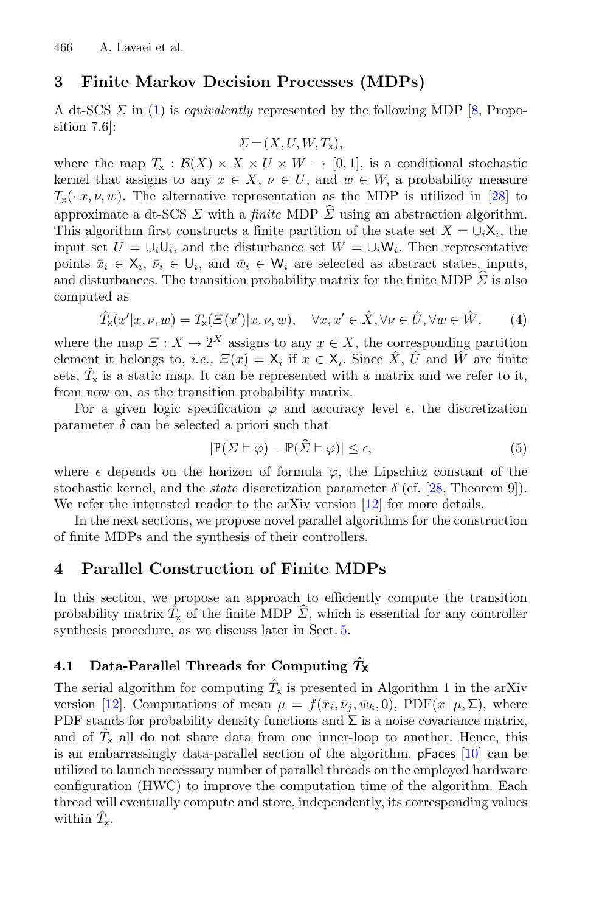## 3 Finite Markov Decision Processes (MDPs)

A dt-SCS $\Sigma$ in (1) is *equivalently* represented by the following MDP [8, Proposition 7.6]:

$$\Sigma = (X, U, W, T_{\mathsf{x}}),$$

where the map $T_{\mathsf{x}} : \mathcal{B}(X) \times X \times U \times W \rightarrow [0, 1]$, is a conditional stochastic kernel that assigns to any $x \in X$, $\nu \in U$, and $w \in W$, a probability measure $T_{\mathsf{x}}(\cdot|x, \nu, w)$. The alternative representation as the MDP is utilized in [28] to approximate a dt-SCS $\Sigma$ with a *finite* MDP $\widehat{\Sigma}$ using an abstraction algorithm. This algorithm first constructs a finite partition of the state set $X = \cup_i \mathsf{X}_i$, the input set $U = \cup_i \mathsf{U}_i$, and the disturbance set $W = \cup_i \mathsf{W}_i$. Then representative points $\bar{x}_i \in \mathsf{X}_i$, $\bar{\nu}_i \in \mathsf{U}_i$, and $\bar{w}_i \in \mathsf{W}_i$ are selected as abstract states, inputs, and disturbances. The transition probability matrix for the finite MDP $\widehat{\Sigma}$ is also computed as

$$\hat{T}_{\mathsf{x}}(x'|x, \nu, w) = T_{\mathsf{x}}(\Xi(x')|x, \nu, w), \quad \forall x, x' \in \hat{X}, \forall \nu \in \hat{U}, \forall w \in \hat{W}, \tag{4}$$

where the map $\Xi : X \rightarrow 2^X$ assigns to any $x \in X$, the corresponding partition element it belongs to, *i.e.*, $\Xi(x) = \mathsf{X}_i$ if $x \in \mathsf{X}_i$. Since $\hat{X}$, $\hat{U}$ and $\hat{W}$ are finite sets, $\hat{T}_{\mathsf{x}}$ is a static map. It can be represented with a matrix and we refer to it, from now on, as the transition probability matrix.

For a given logic specification $\varphi$ and accuracy level $\epsilon$, the discretization parameter $\delta$ can be selected a priori such that

$$|\mathbb{P}(\Sigma \vDash \varphi) - \mathbb{P}(\widehat{\Sigma} \vDash \varphi)| \leq \epsilon, \tag{5}$$

where $\epsilon$ depends on the horizon of formula $\varphi$, the Lipschitz constant of the stochastic kernel, and the *state* discretization parameter $\delta$ (cf. [28, Theorem 9]). We refer the interested reader to the arXiv version [12] for more details.

In the next sections, we propose novel parallel algorithms for the construction of finite MDPs and the synthesis of their controllers.

## 4 Parallel Construction of Finite MDPs

In this section, we propose an approach to efficiently compute the transition probability matrix $\hat{T}_{\mathsf{x}}$ of the finite MDP $\widehat{\Sigma}$, which is essential for any controller synthesis procedure, as we discuss later in Sect. 5.

### 4.1 Data-Parallel Threads for Computing $\hat{T}_{\mathsf{X}}$

The serial algorithm for computing $\hat{T}_{\mathsf{x}}$ is presented in Algorithm 1 in the arXiv version [12]. Computations of mean $\mu = f(\bar{x}_i, \bar{\nu}_j, \bar{w}_k, 0)$, PDF$(x \,|\, \mu, \Sigma)$, where PDF stands for probability density functions and $\Sigma$ is a noise covariance matrix, and of $\hat{T}_{\mathsf{x}}$ all do not share data from one inner-loop to another. Hence, this is an embarrassingly data-parallel section of the algorithm. pFaces [10] can be utilized to launch necessary number of parallel threads on the employed hardware configuration (HWC) to improve the computation time of the algorithm. Each thread will eventually compute and store, independently, its corresponding values within $\hat{T}_{\mathsf{x}}$.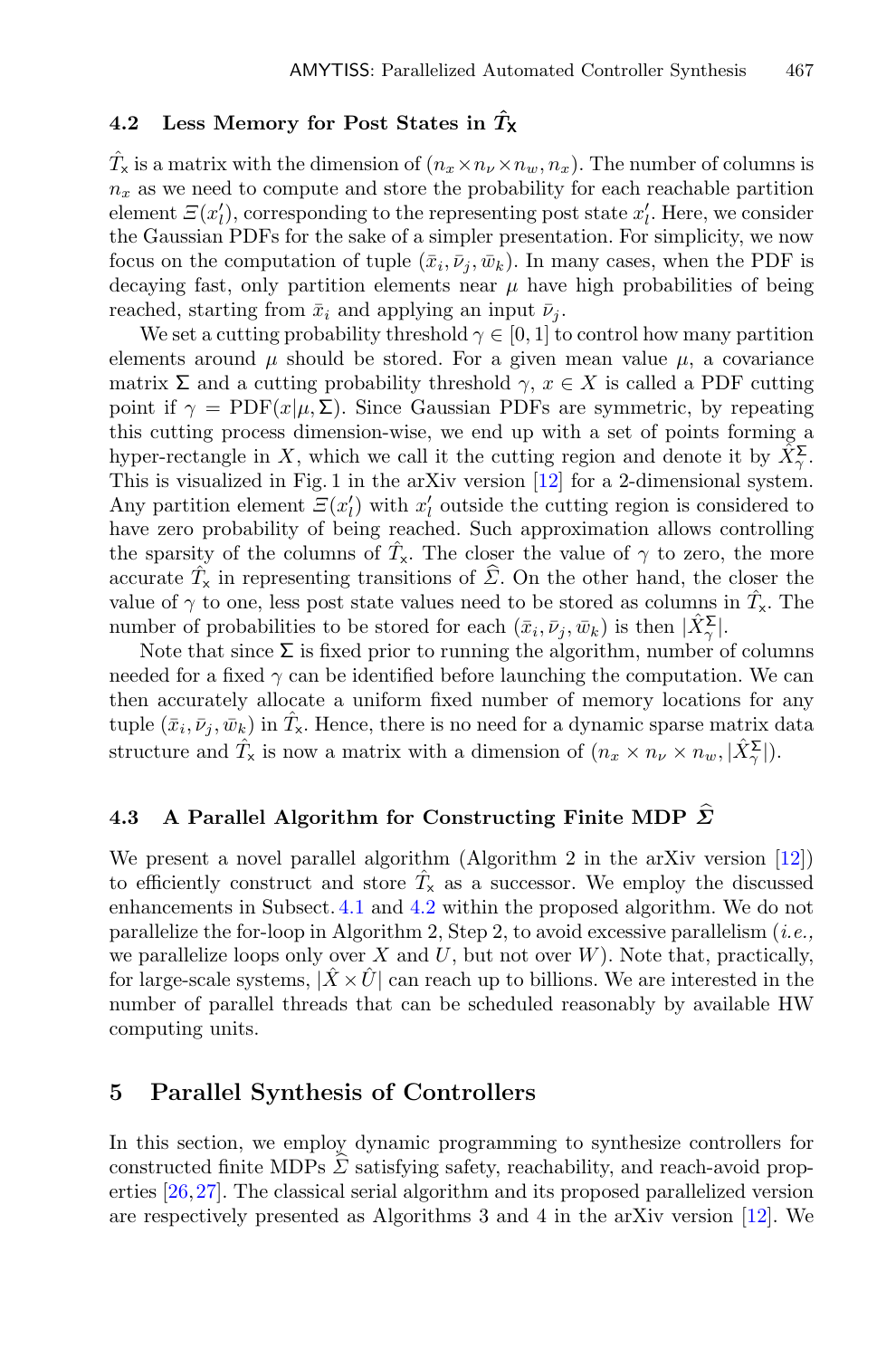### 4.2 Less Memory for Post States in $\hat{T}_{\mathsf{x}}$

$\hat{T}_{\mathsf{x}}$ is a matrix with the dimension of $(n_x \times n_\nu \times n_w, n_x)$. The number of columns is $n_x$ as we need to compute and store the probability for each reachable partition element $\Xi(x'_l)$, corresponding to the representing post state $x'_l$. Here, we consider the Gaussian PDFs for the sake of a simpler presentation. For simplicity, we now focus on the computation of tuple $(\bar{x}_i, \bar{\nu}_j, \bar{w}_k)$. In many cases, when the PDF is decaying fast, only partition elements near $\mu$ have high probabilities of being reached, starting from $\bar{x}_i$ and applying an input $\bar{\nu}_j$.

We set a cutting probability threshold $\gamma \in [0, 1]$ to control how many partition elements around $\mu$ should be stored. For a given mean value $\mu$, a covariance matrix $\boldsymbol{\Sigma}$ and a cutting probability threshold $\gamma$, $x \in X$ is called a PDF cutting point if $\gamma = \text{PDF}(x|\mu, \boldsymbol{\Sigma})$. Since Gaussian PDFs are symmetric, by repeating this cutting process dimension-wise, we end up with a set of points forming a hyper-rectangle in $X$, which we call it the cutting region and denote it by $\hat{X}^{\boldsymbol{\Sigma}}_{\gamma}$. This is visualized in Fig. 1 in the arXiv version [12] for a 2-dimensional system. Any partition element $\Xi(x'_l)$ with $x'_l$ outside the cutting region is considered to have zero probability of being reached. Such approximation allows controlling the sparsity of the columns of $\hat{T}_{\mathsf{x}}$. The closer the value of $\gamma$ to zero, the more accurate $\hat{T}_{\mathsf{x}}$ in representing transitions of $\widehat{\Sigma}$. On the other hand, the closer the value of $\gamma$ to one, less post state values need to be stored as columns in $\hat{T}_{\mathsf{x}}$. The number of probabilities to be stored for each $(\bar{x}_i, \bar{\nu}_j, \bar{w}_k)$ is then $|\hat{X}^{\boldsymbol{\Sigma}}_{\gamma}|$.

Note that since $\boldsymbol{\Sigma}$ is fixed prior to running the algorithm, number of columns needed for a fixed $\gamma$ can be identified before launching the computation. We can then accurately allocate a uniform fixed number of memory locations for any tuple $(\bar{x}_i, \bar{\nu}_j, \bar{w}_k)$ in $\hat{T}_{\mathsf{x}}$. Hence, there is no need for a dynamic sparse matrix data structure and $\hat{T}_{\mathsf{x}}$ is now a matrix with a dimension of $(n_x \times n_\nu \times n_w, |\hat{X}^{\boldsymbol{\Sigma}}_{\gamma}|)$.

### 4.3 A Parallel Algorithm for Constructing Finite MDP $\widehat{\Sigma}$

We present a novel parallel algorithm (Algorithm 2 in the arXiv version [12]) to efficiently construct and store $\hat{T}_{\mathsf{x}}$ as a successor. We employ the discussed enhancements in Subsect. 4.1 and 4.2 within the proposed algorithm. We do not parallelize the for-loop in Algorithm 2, Step 2, to avoid excessive parallelism (*i.e.,* we parallelize loops only over $X$ and $U$, but not over $W$). Note that, practically, for large-scale systems, $|\hat{X} \times \hat{U}|$ can reach up to billions. We are interested in the number of parallel threads that can be scheduled reasonably by available HW computing units.

## 5 Parallel Synthesis of Controllers

In this section, we employ dynamic programming to synthesize controllers for constructed finite MDPs $\widehat{\Sigma}$ satisfying safety, reachability, and reach-avoid properties [26,27]. The classical serial algorithm and its proposed parallelized version are respectively presented as Algorithms 3 and 4 in the arXiv version [12]. We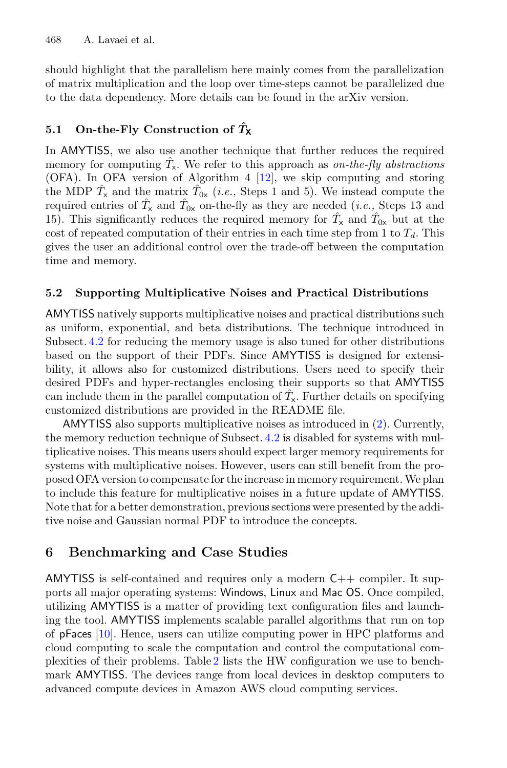should highlight that the parallelism here mainly comes from the parallelization of matrix multiplication and the loop over time-steps cannot be parallelized due to the data dependency. More details can be found in the arXiv version.

### 5.1 On-the-Fly Construction of $\hat{T}_{\mathsf{x}}$

In AMYTISS, we also use another technique that further reduces the required memory for computing $\hat{T}_{\mathsf{x}}$. We refer to this approach as *on-the-fly abstractions* (OFA). In OFA version of Algorithm 4 [12], we skip computing and storing the MDP $\hat{T}_{\mathsf{x}}$ and the matrix $\hat{T}_{0\mathsf{x}}$ (*i.e.,* Steps 1 and 5). We instead compute the required entries of $\hat{T}_{\mathsf{x}}$ and $\hat{T}_{0\mathsf{x}}$ on-the-fly as they are needed (*i.e.,* Steps 13 and 15). This significantly reduces the required memory for $\hat{T}_{\mathsf{x}}$ and $\hat{T}_{0\mathsf{x}}$ but at the cost of repeated computation of their entries in each time step from 1 to $T_d$. This gives the user an additional control over the trade-off between the computation time and memory.

### 5.2 Supporting Multiplicative Noises and Practical Distributions

AMYTISS natively supports multiplicative noises and practical distributions such as uniform, exponential, and beta distributions. The technique introduced in Subsect. 4.2 for reducing the memory usage is also tuned for other distributions based on the support of their PDFs. Since AMYTISS is designed for extensibility, it allows also for customized distributions. Users need to specify their desired PDFs and hyper-rectangles enclosing their supports so that AMYTISS can include them in the parallel computation of $\hat{T}_{\mathsf{x}}$. Further details on specifying customized distributions are provided in the README file.

AMYTISS also supports multiplicative noises as introduced in (2). Currently, the memory reduction technique of Subsect. 4.2 is disabled for systems with multiplicative noises. This means users should expect larger memory requirements for systems with multiplicative noises. However, users can still benefit from the proposed OFA version to compensate for the increase in memory requirement. We plan to include this feature for multiplicative noises in a future update of AMYTISS. Note that for a better demonstration, previous sections were presented by the additive noise and Gaussian normal PDF to introduce the concepts.

## 6 Benchmarking and Case Studies

AMYTISS is self-contained and requires only a modern C++ compiler. It supports all major operating systems: Windows, Linux and Mac OS. Once compiled, utilizing AMYTISS is a matter of providing text configuration files and launching the tool. AMYTISS implements scalable parallel algorithms that run on top of pFaces [10]. Hence, users can utilize computing power in HPC platforms and cloud computing to scale the computation and control the computational complexities of their problems. Table 2 lists the HW configuration we use to benchmark AMYTISS. The devices range from local devices in desktop computers to advanced compute devices in Amazon AWS cloud computing services.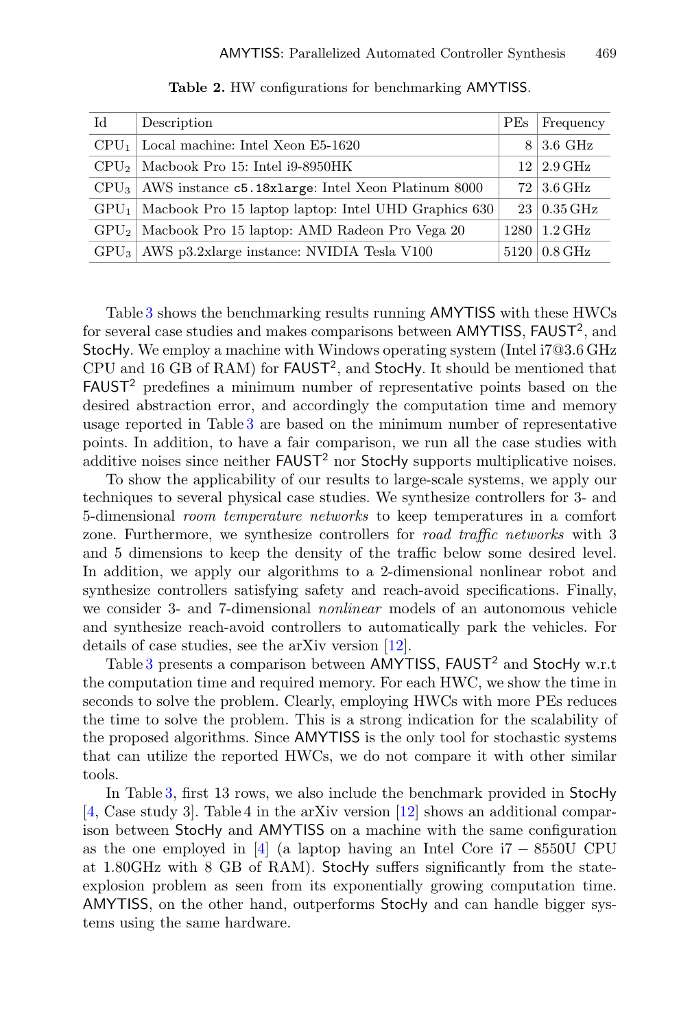**Table 2.** HW configurations for benchmarking AMYTISS.

| Id | Description | PEs | Frequency |
|---|---|---|---|
| $CPU_1$ | Local machine: Intel Xeon E5-1620 | 8 | 3.6 GHz |
| $CPU_2$ | Macbook Pro 15: Intel i9-8950HK | 12 | 2.9 GHz |
| $CPU_3$ | AWS instance `c5.18xlarge`: Intel Xeon Platinum 8000 | 72 | 3.6 GHz |
| $GPU_1$ | Macbook Pro 15 laptop laptop: Intel UHD Graphics 630 | 23 | 0.35 GHz |
| $GPU_2$ | Macbook Pro 15 laptop: AMD Radeon Pro Vega 20 | 1280 | 1.2 GHz |
| $GPU_3$ | AWS p3.2xlarge instance: NVIDIA Tesla V100 | 5120 | 0.8 GHz |

Table 3 shows the benchmarking results running AMYTISS with these HWCs for several case studies and makes comparisons between AMYTISS, $\text{FAUST}^2$, and StocHy. We employ a machine with Windows operating system (Intel i7@3.6 GHz CPU and 16 GB of RAM) for $\text{FAUST}^2$, and StocHy. It should be mentioned that $\text{FAUST}^2$ predefines a minimum number of representative points based on the desired abstraction error, and accordingly the computation time and memory usage reported in Table 3 are based on the minimum number of representative points. In addition, to have a fair comparison, we run all the case studies with additive noises since neither $\text{FAUST}^2$ nor StocHy supports multiplicative noises.

To show the applicability of our results to large-scale systems, we apply our techniques to several physical case studies. We synthesize controllers for 3- and 5-dimensional *room temperature networks* to keep temperatures in a comfort zone. Furthermore, we synthesize controllers for *road traffic networks* with 3 and 5 dimensions to keep the density of the traffic below some desired level. In addition, we apply our algorithms to a 2-dimensional nonlinear robot and synthesize controllers satisfying safety and reach-avoid specifications. Finally, we consider 3- and 7-dimensional *nonlinear* models of an autonomous vehicle and synthesize reach-avoid controllers to automatically park the vehicles. For details of case studies, see the arXiv version [12].

Table 3 presents a comparison between AMYTISS, $\text{FAUST}^2$ and StocHy w.r.t the computation time and required memory. For each HWC, we show the time in seconds to solve the problem. Clearly, employing HWCs with more PEs reduces the time to solve the problem. This is a strong indication for the scalability of the proposed algorithms. Since AMYTISS is the only tool for stochastic systems that can utilize the reported HWCs, we do not compare it with other similar tools.

In Table 3, first 13 rows, we also include the benchmark provided in StocHy [4, Case study 3]. Table 4 in the arXiv version [12] shows an additional comparison between StocHy and AMYTISS on a machine with the same configuration as the one employed in [4] (a laptop having an Intel Core i7 − 8550U CPU at 1.80GHz with 8 GB of RAM). StocHy suffers significantly from the state-explosion problem as seen from its exponentially growing computation time. AMYTISS, on the other hand, outperforms StocHy and can handle bigger systems using the same hardware.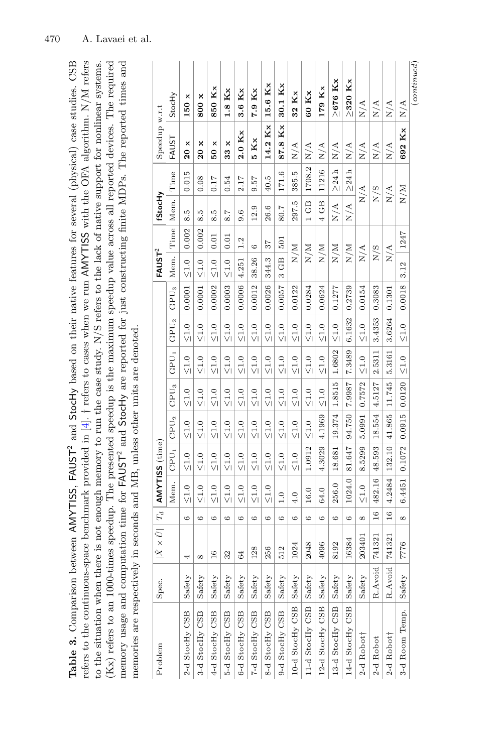**Table 3.** Comparison between AMYTISS, FAUST$^2$ and StocHy based on their native features for several (physical) case studies. CSB refers to the continuous-space benchmark provided in [4]. † refers to cases when we run AMYTISS with the OFA algorithm. N/M refers to the situation when there is not enough memory to run the case study. N/S refers to the lack of native support for nonlinear systems. (Kx) refers to an 1000-times speedup. The presented speedup is the maximum speedup value across all reported devices. The required memory usage and computation time for FAUST$^2$ and StocHy are reported for just constructing finite MDPs. The reported times and memories are respectively in seconds and MB, unless other units are denoted.

| Problem | Spec. | $\|\hat{X} \times \hat{U}\|$ | $T_d$ | AMYTISS (time) | | | | | | | FAUST$^2$ | | fStocHy | | Speedup w.r.t | |
|---|---|---|---|---|---|---|---|---|---|---|---|---|---|---|---|---|
| | | | | Mem. | CPU$_1$ | CPU$_2$ | CPU$_3$ | GPU$_1$ | GPU$_2$ | GPU$_3$ | Mem. | Time | Mem. | Time | FAUST | StocHy |
| 2-d StocHy CSB | Safety | 4 | 6 | ≤1.0 | ≤1.0 | ≤1.0 | ≤1.0 | ≤1.0 | ≤1.0 | 0.0001 | ≤1.0 | 0.002 | 8.5 | 0.015 | **20 x** | **150 x** |
| 3-d StocHy CSB | Safety | 8 | 6 | ≤1.0 | ≤1.0 | ≤1.0 | ≤1.0 | ≤1.0 | ≤1.0 | 0.0001 | ≤1.0 | 0.002 | 8.5 | 0.08 | **20 x** | **800 x** |
| 4-d StocHy CSB | Safety | 16 | 6 | ≤1.0 | ≤1.0 | ≤1.0 | ≤1.0 | ≤1.0 | ≤1.0 | 0.0002 | ≤1.0 | 0.01 | 8.5 | 0.17 | **50 x** | **850 Kx** |
| 5-d StocHy CSB | Safety | 32 | 6 | ≤1.0 | ≤1.0 | ≤1.0 | ≤1.0 | ≤1.0 | ≤1.0 | 0.0003 | ≤1.0 | 0.01 | 8.7 | 0.54 | **33 x** | **1.8 Kx** |
| 6-d StocHy CSB | Safety | 64 | 6 | ≤1.0 | ≤1.0 | ≤1.0 | ≤1.0 | ≤1.0 | ≤1.0 | 0.0006 | 4.251 | 1.2 | 9.6 | 2.17 | **2.0 Kx** | **3.6 Kx** |
| 7-d StocHy CSB | Safety | 128 | 6 | ≤1.0 | ≤1.0 | ≤1.0 | ≤1.0 | ≤1.0 | ≤1.0 | 0.0012 | 38.26 | 6 | 12.9 | 9.57 | **5 Kx** | **7.9 Kx** |
| 8-d StocHy CSB | Safety | 256 | 6 | ≤1.0 | ≤1.0 | ≤1.0 | ≤1.0 | ≤1.0 | ≤1.0 | 0.0026 | 344.3 | 37 | 26.6 | 40.5 | **14.2 Kx** | **15.6 Kx** |
| 9-d StocHy CSB | Safety | 512 | 6 | 1.0 | ≤1.0 | ≤1.0 | ≤1.0 | ≤1.0 | ≤1.0 | 0.0057 | 3 GB | 501 | 80.7 | 171.6 | **87.8 Kx** | **30.1 Kx** |
| 10-d StocHy CSB | Safety | 1024 | 6 | 4.0 | ≤1.0 | ≤1.0 | ≤1.0 | ≤1.0 | ≤1.0 | 0.0122 | N/M | | 297.5 | 385.5 | N/A | **32 Kx** |
| 11-d StocHy CSB | Safety | 2048 | 6 | 16.0 | 1.0912 | ≤1.0 | ≤1.0 | ≤1.0 | ≤1.0 | 0.0284 | N/M | | 1 GB | 1708.2 | N/A | **60 Kx** |
| 12-d StocHy CSB | Safety | 4096 | 6 | 64.0 | 4.3029 | 4.1969 | ≤1.0 | ≤1.0 | ≤1.0 | 0.0624 | N/M | | 4 GB | 11216 | N/A | **179 Kx** |
| 13-d StocHy CSB | Safety | 8192 | 6 | 256.0 | 18.681 | 19.374 | 1.8515 | 1.6802 | ≤1.0 | 0.1277 | N/M | | N/A | ≥24 h | N/A | **≥676 Kx** |
| 14-d StocHy CSB | Safety | 16384 | 6 | 1024.0 | 81.647 | 94.750 | 7.9987 | 7.3489 | 6.1632 | 0.2739 | N/M | | N/A | ≥24 h | N/A | **≥320 Kx** |
| 2-d Robot† | Safety | 203401 | 8 | ≤1.0 | 8.5299 | 5.0991 | 0.7572 | ≤1.0 | ≤1.0 | 0.0154 | N/A | | N/A | | N/A | N/A |
| 2-d Robot | R.Avoid | 741321 | 16 | 482.16 | 48.593 | 18.554 | 4.5127 | 2.5311 | 3.4353 | 0.3083 | N/S | | N/S | | N/A | N/A |
| 2-d Robot† | R.Avoid | 741321 | 16 | 4.2484 | 132.10 | 41.865 | 11.745 | 5.3161 | 3.6264 | 0.1301 | N/A | | N/A | | N/A | N/A |
| 3-d Room Temp. | Safety | 7776 | 8 | 6.4451 | 0.1072 | 0.0915 | 0.0120 | ≤1.0 | ≤1.0 | 0.0018 | 3.12 | 1247 | N/M | | **692 Kx** | N/A |

(*continued*)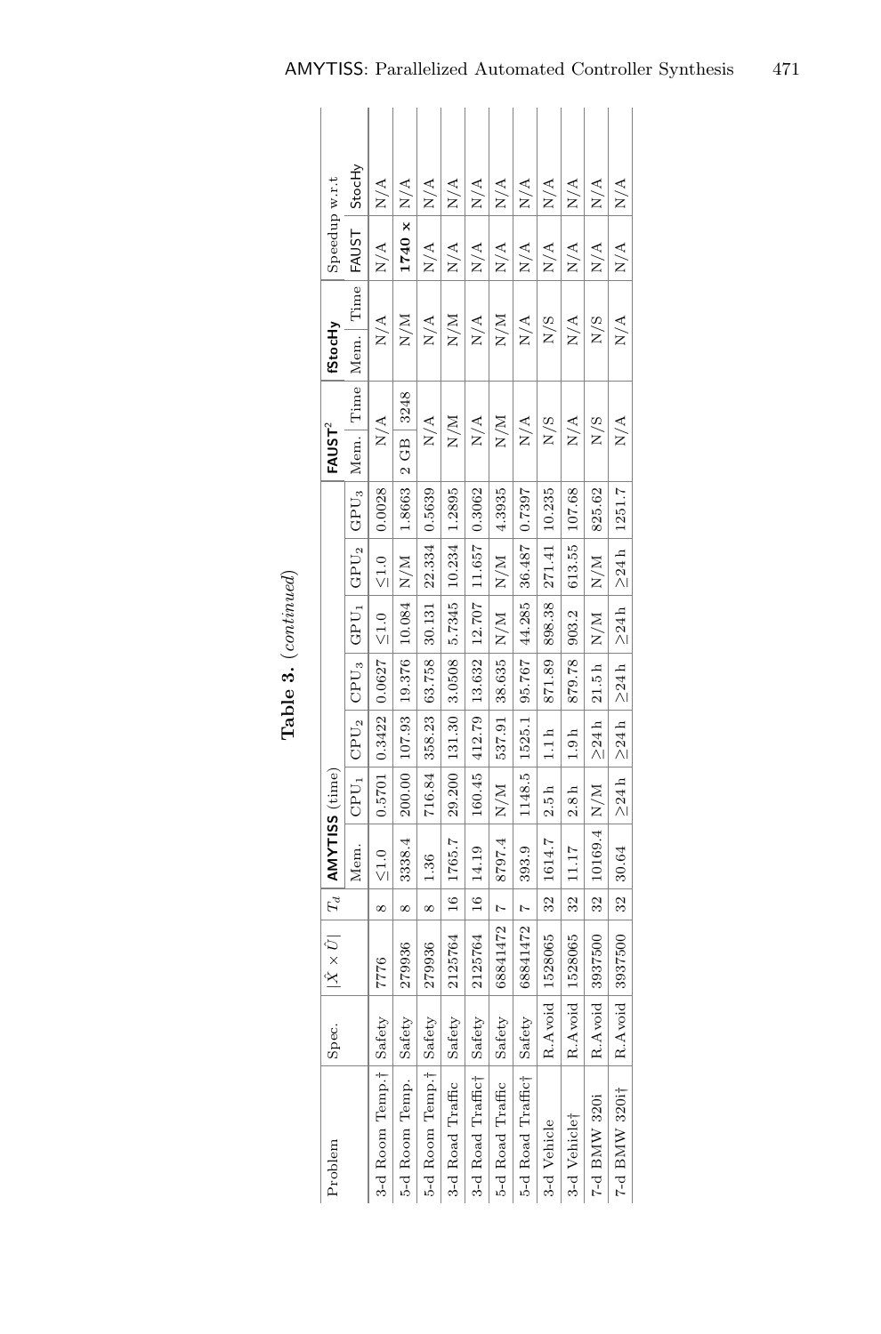**Table 3.** (*continued*)

| Problem | Spec. | $\lvert\hat{X} \times \hat{U}\rvert$ | $T_d$ | **AMYTISS** (time) | | | | | | | **FAUST**[2] | | **fStocHy** | | Speedup w.r.t | |
|---|---|---|---|---|---|---|---|---|---|---|---|---|---|---|---|---|
| | | | | Mem. | $CPU_1$ | $CPU_2$ | $CPU_3$ | $GPU_1$ | $GPU_2$ | $GPU_3$ | Mem. | Time | Mem. | Time | FAUST | StocHy |
| 3-d Room Temp.† | Safety | 7776 | 8 | ≤1.0 | 0.5701 | 0.3422 | 0.0627 | ≤1.0 | ≤1.0 | 0.0028 | N/A | | N/A | | N/A | N/A |
| 5-d Room Temp. | Safety | 279936 | 8 | 3338.4 | 200.00 | 107.93 | 19.376 | 10.084 | N/M | 1.8663 | 2 GB | 3248 | N/M | | **1740 ×** | N/A |
| 5-d Room Temp.† | Safety | 279936 | 8 | 1.36 | 716.84 | 358.23 | 63.758 | 30.131 | 22.334 | 0.5639 | N/A | | N/A | | N/A | N/A |
| 3-d Road Traffic | Safety | 2125764 | 16 | 1765.7 | 29.200 | 131.30 | 3.0508 | 5.7345 | 10.234 | 1.2895 | N/M | | N/M | | N/A | N/A |
| 3-d Road Traffic† | Safety | 2125764 | 16 | 14.19 | 160.45 | 412.79 | 13.632 | 12.707 | 11.657 | 0.3062 | N/A | | N/A | | N/A | N/A |
| 5-d Road Traffic | Safety | 68841472 | 7 | 8797.4 | N/M | 537.91 | 38.635 | N/M | N/M | 4.3935 | N/M | | N/M | | N/A | N/A |
| 5-d Road Traffic† | Safety | 68841472 | 7 | 393.9 | 1148.5 | 1525.1 | 95.767 | 44.285 | 36.487 | 0.7397 | N/A | | N/A | | N/A | N/A |
| 3-d Vehicle | R.Avoid | 1528065 | 32 | 1614.7 | 2.5 h | 1.1 h | 871.89 | 898.38 | 271.41 | 10.235 | N/S | | N/S | | N/A | N/A |
| 3-d Vehicle† | R.Avoid | 1528065 | 32 | 11.17 | 2.8 h | 1.9 h | 879.78 | 903.2 | 613.55 | 107.68 | N/A | | N/A | | N/A | N/A |
| 7-d BMW 320i | R.Avoid | 3937500 | 32 | 10169.4 | N/M | ≥24 h | 21.5 h | N/M | N/M | 825.62 | N/S | | N/S | | N/A | N/A |
| 7-d BMW 320i† | R.Avoid | 3937500 | 32 | 30.64 | ≥24 h | ≥24 h | ≥24 h | ≥24 h | ≥24 h | 1251.7 | N/A | | N/A | | N/A | N/A |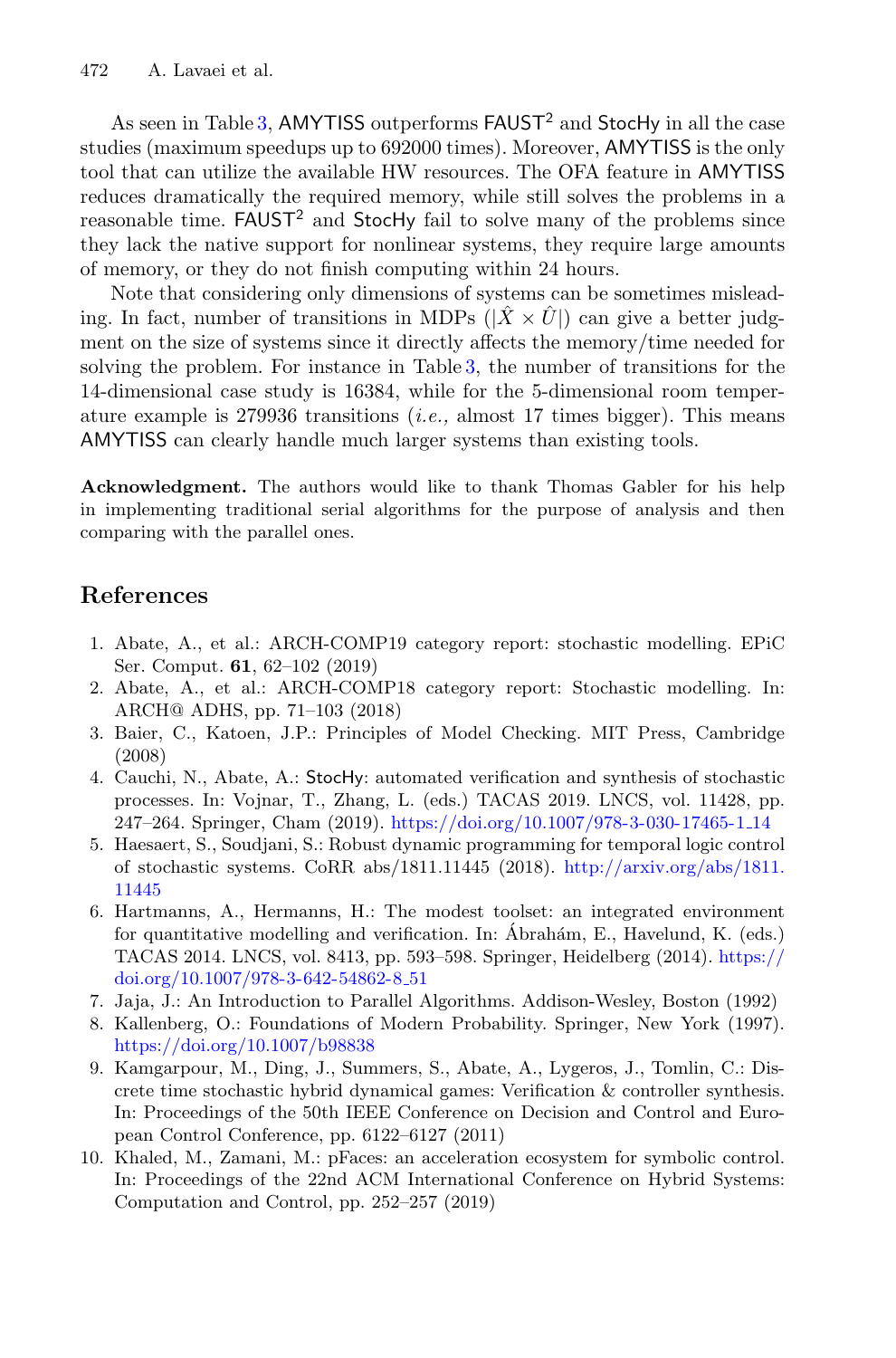As seen in Table 3, AMYTISS outperforms FAUST$^2$ and StocHy in all the case studies (maximum speedups up to 692000 times). Moreover, AMYTISS is the only tool that can utilize the available HW resources. The OFA feature in AMYTISS reduces dramatically the required memory, while still solves the problems in a reasonable time. FAUST$^2$ and StocHy fail to solve many of the problems since they lack the native support for nonlinear systems, they require large amounts of memory, or they do not finish computing within 24 hours.

Note that considering only dimensions of systems can be sometimes misleading. In fact, number of transitions in MDPs ($|\hat{X} \times \hat{U}|$) can give a better judgment on the size of systems since it directly affects the memory/time needed for solving the problem. For instance in Table 3, the number of transitions for the 14-dimensional case study is 16384, while for the 5-dimensional room temperature example is 279936 transitions (*i.e.,* almost 17 times bigger). This means AMYTISS can clearly handle much larger systems than existing tools.

**Acknowledgment.** The authors would like to thank Thomas Gabler for his help in implementing traditional serial algorithms for the purpose of analysis and then comparing with the parallel ones.

## References

1. Abate, A., et al.: ARCH-COMP19 category report: stochastic modelling. EPiC Ser. Comput. **61**, 62–102 (2019)
2. Abate, A., et al.: ARCH-COMP18 category report: Stochastic modelling. In: ARCH@ ADHS, pp. 71–103 (2018)
3. Baier, C., Katoen, J.P.: Principles of Model Checking. MIT Press, Cambridge (2008)
4. Cauchi, N., Abate, A.: StocHy: automated verification and synthesis of stochastic processes. In: Vojnar, T., Zhang, L. (eds.) TACAS 2019. LNCS, vol. 11428, pp. 247–264. Springer, Cham (2019). https://doi.org/10.1007/978-3-030-17465-1_14
5. Haesaert, S., Soudjani, S.: Robust dynamic programming for temporal logic control of stochastic systems. CoRR abs/1811.11445 (2018). http://arxiv.org/abs/1811.11445
6. Hartmanns, A., Hermanns, H.: The modest toolset: an integrated environment for quantitative modelling and verification. In: Ábrahám, E., Havelund, K. (eds.) TACAS 2014. LNCS, vol. 8413, pp. 593–598. Springer, Heidelberg (2014). https://doi.org/10.1007/978-3-642-54862-8_51
7. Jaja, J.: An Introduction to Parallel Algorithms. Addison-Wesley, Boston (1992)
8. Kallenberg, O.: Foundations of Modern Probability. Springer, New York (1997). https://doi.org/10.1007/b98838
9. Kamgarpour, M., Ding, J., Summers, S., Abate, A., Lygeros, J., Tomlin, C.: Discrete time stochastic hybrid dynamical games: Verification & controller synthesis. In: Proceedings of the 50th IEEE Conference on Decision and Control and European Control Conference, pp. 6122–6127 (2011)
10. Khaled, M., Zamani, M.: pFaces: an acceleration ecosystem for symbolic control. In: Proceedings of the 22nd ACM International Conference on Hybrid Systems: Computation and Control, pp. 252–257 (2019)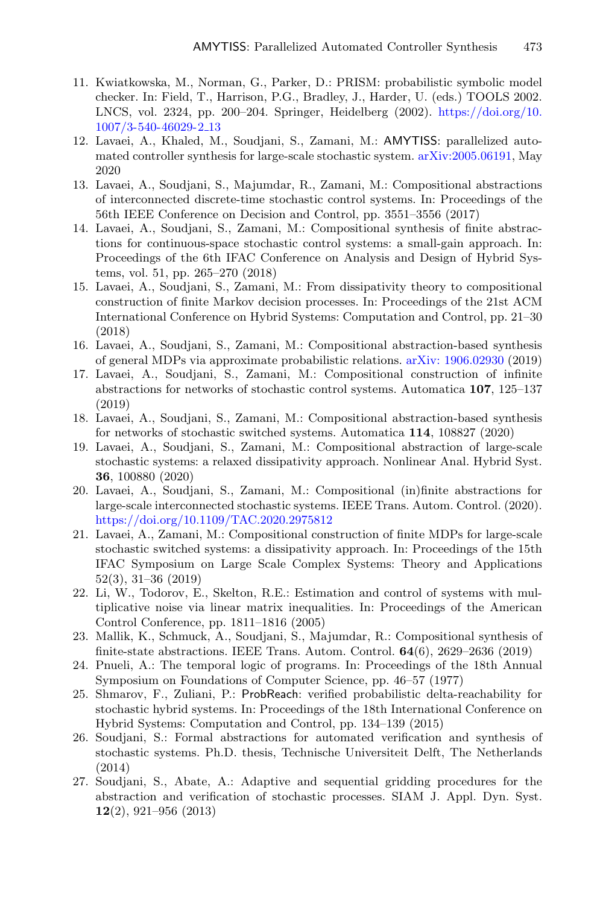11. Kwiatkowska, M., Norman, G., Parker, D.: PRISM: probabilistic symbolic model checker. In: Field, T., Harrison, P.G., Bradley, J., Harder, U. (eds.) TOOLS 2002. LNCS, vol. 2324, pp. 200–204. Springer, Heidelberg (2002). https://doi.org/10.1007/3-540-46029-2_13
12. Lavaei, A., Khaled, M., Soudjani, S., Zamani, M.: AMYTISS: parallelized automated controller synthesis for large-scale stochastic system. arXiv:2005.06191, May 2020
13. Lavaei, A., Soudjani, S., Majumdar, R., Zamani, M.: Compositional abstractions of interconnected discrete-time stochastic control systems. In: Proceedings of the 56th IEEE Conference on Decision and Control, pp. 3551–3556 (2017)
14. Lavaei, A., Soudjani, S., Zamani, M.: Compositional synthesis of finite abstractions for continuous-space stochastic control systems: a small-gain approach. In: Proceedings of the 6th IFAC Conference on Analysis and Design of Hybrid Systems, vol. 51, pp. 265–270 (2018)
15. Lavaei, A., Soudjani, S., Zamani, M.: From dissipativity theory to compositional construction of finite Markov decision processes. In: Proceedings of the 21st ACM International Conference on Hybrid Systems: Computation and Control, pp. 21–30 (2018)
16. Lavaei, A., Soudjani, S., Zamani, M.: Compositional abstraction-based synthesis of general MDPs via approximate probabilistic relations. arXiv: 1906.02930 (2019)
17. Lavaei, A., Soudjani, S., Zamani, M.: Compositional construction of infinite abstractions for networks of stochastic control systems. Automatica **107**, 125–137 (2019)
18. Lavaei, A., Soudjani, S., Zamani, M.: Compositional abstraction-based synthesis for networks of stochastic switched systems. Automatica **114**, 108827 (2020)
19. Lavaei, A., Soudjani, S., Zamani, M.: Compositional abstraction of large-scale stochastic systems: a relaxed dissipativity approach. Nonlinear Anal. Hybrid Syst. **36**, 100880 (2020)
20. Lavaei, A., Soudjani, S., Zamani, M.: Compositional (in)finite abstractions for large-scale interconnected stochastic systems. IEEE Trans. Autom. Control. (2020). https://doi.org/10.1109/TAC.2020.2975812
21. Lavaei, A., Zamani, M.: Compositional construction of finite MDPs for large-scale stochastic switched systems: a dissipativity approach. In: Proceedings of the 15th IFAC Symposium on Large Scale Complex Systems: Theory and Applications 52(3), 31–36 (2019)
22. Li, W., Todorov, E., Skelton, R.E.: Estimation and control of systems with multiplicative noise via linear matrix inequalities. In: Proceedings of the American Control Conference, pp. 1811–1816 (2005)
23. Mallik, K., Schmuck, A., Soudjani, S., Majumdar, R.: Compositional synthesis of finite-state abstractions. IEEE Trans. Autom. Control. **64**(6), 2629–2636 (2019)
24. Pnueli, A.: The temporal logic of programs. In: Proceedings of the 18th Annual Symposium on Foundations of Computer Science, pp. 46–57 (1977)
25. Shmarov, F., Zuliani, P.: ProbReach: verified probabilistic delta-reachability for stochastic hybrid systems. In: Proceedings of the 18th International Conference on Hybrid Systems: Computation and Control, pp. 134–139 (2015)
26. Soudjani, S.: Formal abstractions for automated verification and synthesis of stochastic systems. Ph.D. thesis, Technische Universiteit Delft, The Netherlands (2014)
27. Soudjani, S., Abate, A.: Adaptive and sequential gridding procedures for the abstraction and verification of stochastic processes. SIAM J. Appl. Dyn. Syst. **12**(2), 921–956 (2013)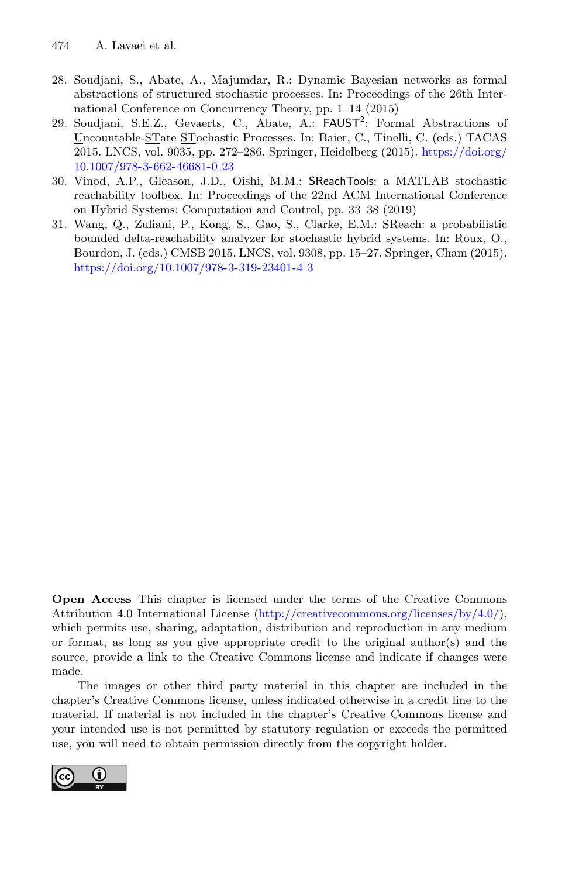28. Soudjani, S., Abate, A., Majumdar, R.: Dynamic Bayesian networks as formal abstractions of structured stochastic processes. In: Proceedings of the 26th International Conference on Concurrency Theory, pp. 1–14 (2015)
29. Soudjani, S.E.Z., Gevaerts, C., Abate, A.: FAUST$^2$: Formal Abstractions of Uncountable-STate STochastic Processes. In: Baier, C., Tinelli, C. (eds.) TACAS 2015. LNCS, vol. 9035, pp. 272–286. Springer, Heidelberg (2015). https://doi.org/10.1007/978-3-662-46681-0_23
30. Vinod, A.P., Gleason, J.D., Oishi, M.M.: SReachTools: a MATLAB stochastic reachability toolbox. In: Proceedings of the 22nd ACM International Conference on Hybrid Systems: Computation and Control, pp. 33–38 (2019)
31. Wang, Q., Zuliani, P., Kong, S., Gao, S., Clarke, E.M.: SReach: a probabilistic bounded delta-reachability analyzer for stochastic hybrid systems. In: Roux, O., Bourdon, J. (eds.) CMSB 2015. LNCS, vol. 9308, pp. 15–27. Springer, Cham (2015). https://doi.org/10.1007/978-3-319-23401-4_3

**Open Access** This chapter is licensed under the terms of the Creative Commons Attribution 4.0 International License (http://creativecommons.org/licenses/by/4.0/), which permits use, sharing, adaptation, distribution and reproduction in any medium or format, as long as you give appropriate credit to the original author(s) and the source, provide a link to the Creative Commons license and indicate if changes were made.

The images or other third party material in this chapter are included in the chapter's Creative Commons license, unless indicated otherwise in a credit line to the material. If material is not included in the chapter's Creative Commons license and your intended use is not permitted by statutory regulation or exceeds the permitted use, you will need to obtain permission directly from the copyright holder.